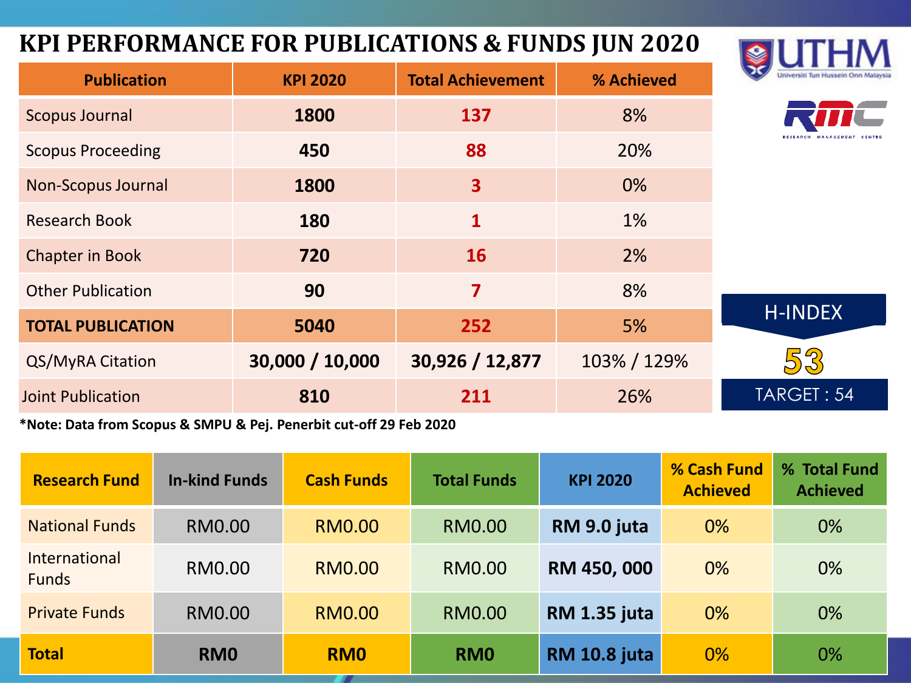# KPI PERFORMANCE FOR PUBLICATIONS & FUNDS JUN 2020

UTHM
Universiti Tun Hussein Onn Malaysia

RMC
RESEARCH MANAGEMENT CENTRE

| Publication | KPI 2020 | Total Achievement | % Achieved |
|---|---|---|---|
| Scopus Journal | **1800** | **137** | 8% |
| Scopus Proceeding | **450** | **88** | 20% |
| Non-Scopus Journal | **1800** | **3** | 0% |
| Research Book | **180** | **1** | 1% |
| Chapter in Book | **720** | **16** | 2% |
| Other Publication | **90** | **7** | 8% |
| **TOTAL PUBLICATION** | **5040** | **252** | 5% |
| QS/MyRA Citation | **30,000 / 10,000** | **30,926 / 12,877** | 103% / 129% |
| Joint Publication | **810** | **211** | 26% |

**\*Note: Data from Scopus & SMPU & Pej. Penerbit cut-off 29 Feb 2020**

H-INDEX

**53**

TARGET : 54

| Research Fund | In-kind Funds | Cash Funds | Total Funds | KPI 2020 | % Cash Fund Achieved | % Total Fund Achieved |
|---|---|---|---|---|---|---|
| National Funds | RM0.00 | RM0.00 | RM0.00 | **RM 9.0 juta** | 0% | 0% |
| International Funds | RM0.00 | RM0.00 | RM0.00 | **RM 450, 000** | 0% | 0% |
| Private Funds | RM0.00 | RM0.00 | RM0.00 | **RM 1.35 juta** | 0% | 0% |
| **Total** | **RM0** | **RM0** | **RM0** | **RM 10.8 juta** | 0% | 0% |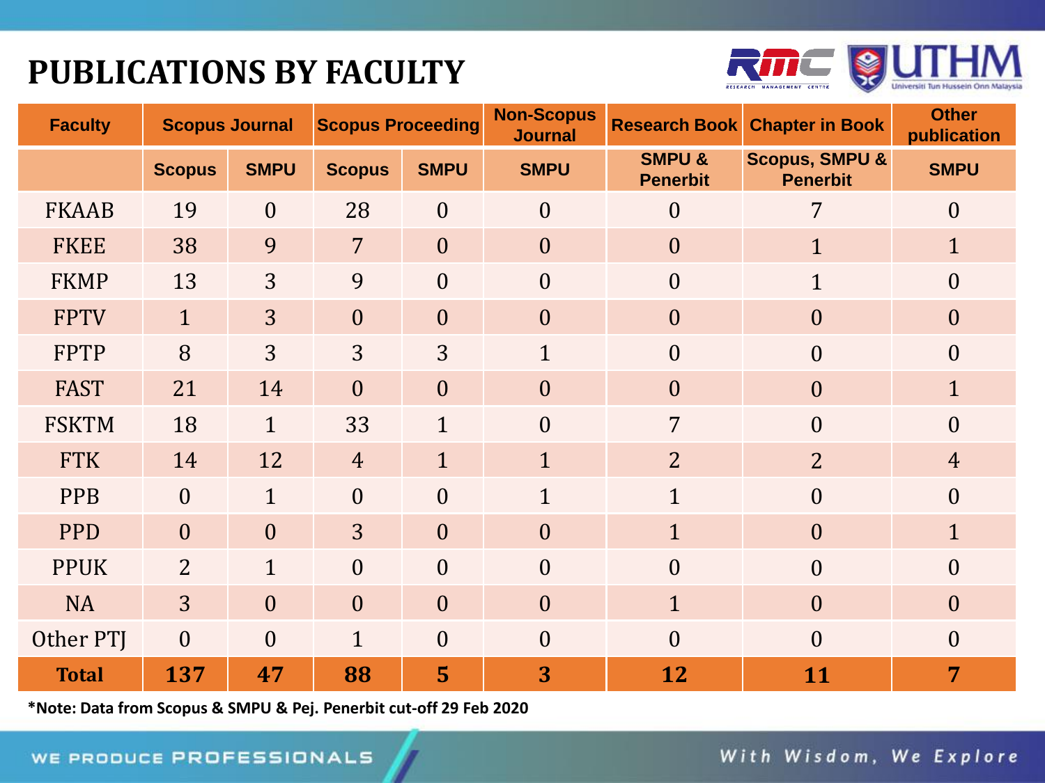# PUBLICATIONS BY FACULTY

| Faculty | Scopus Journal | | Scopus Proceeding | | Non-Scopus Journal | Research Book | Chapter in Book | Other publication |
|---|---|---|---|---|---|---|---|---|
| | Scopus | SMPU | Scopus | SMPU | SMPU | SMPU & Penerbit | Scopus, SMPU & Penerbit | SMPU |
| FKAAB | 19 | 0 | 28 | 0 | 0 | 0 | 7 | 0 |
| FKEE | 38 | 9 | 7 | 0 | 0 | 0 | 1 | 1 |
| FKMP | 13 | 3 | 9 | 0 | 0 | 0 | 1 | 0 |
| FPTV | 1 | 3 | 0 | 0 | 0 | 0 | 0 | 0 |
| FPTP | 8 | 3 | 3 | 3 | 1 | 0 | 0 | 0 |
| FAST | 21 | 14 | 0 | 0 | 0 | 0 | 0 | 1 |
| FSKTM | 18 | 1 | 33 | 1 | 0 | 7 | 0 | 0 |
| FTK | 14 | 12 | 4 | 1 | 1 | 2 | 2 | 4 |
| PPB | 0 | 1 | 0 | 0 | 1 | 1 | 0 | 0 |
| PPD | 0 | 0 | 3 | 0 | 0 | 1 | 0 | 1 |
| PPUK | 2 | 1 | 0 | 0 | 0 | 0 | 0 | 0 |
| NA | 3 | 0 | 0 | 0 | 0 | 1 | 0 | 0 |
| Other PTJ | 0 | 0 | 1 | 0 | 0 | 0 | 0 | 0 |
| **Total** | **137** | **47** | **88** | **5** | **3** | **12** | **11** | **7** |

**\*Note: Data from Scopus & SMPU & Pej. Penerbit cut-off 29 Feb 2020**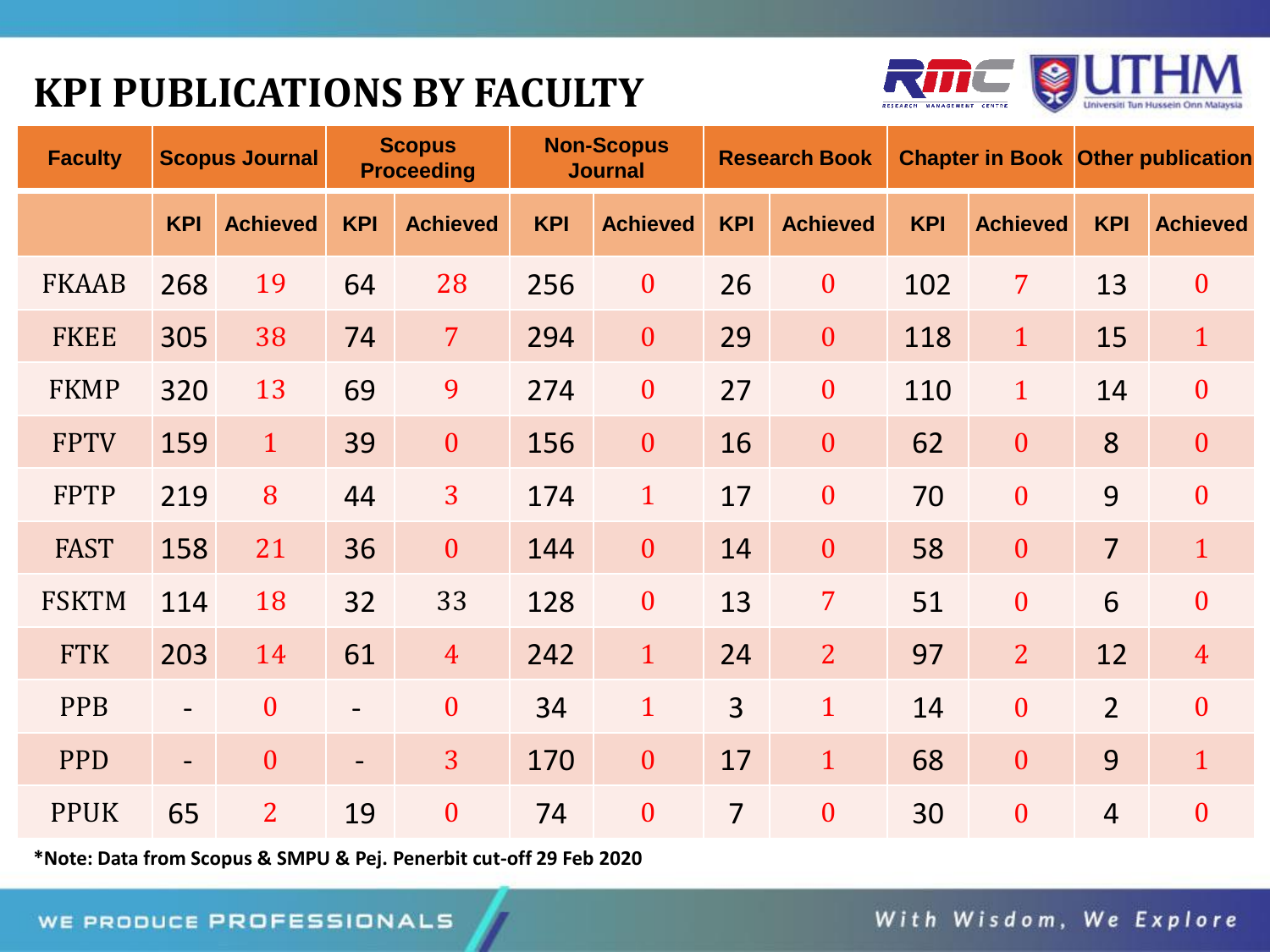# KPI PUBLICATIONS BY FACULTY

| Faculty | Scopus Journal | | Scopus Proceeding | | Non-Scopus Journal | | Research Book | | Chapter in Book | | Other publication | |
|---|---|---|---|---|---|---|---|---|---|---|---|---|
| | KPI | Achieved | KPI | Achieved | KPI | Achieved | KPI | Achieved | KPI | Achieved | KPI | Achieved |
| FKAAB | 268 | 19 | 64 | 28 | 256 | 0 | 26 | 0 | 102 | 7 | 13 | 0 |
| FKEE | 305 | 38 | 74 | 7 | 294 | 0 | 29 | 0 | 118 | 1 | 15 | 1 |
| FKMP | 320 | 13 | 69 | 9 | 274 | 0 | 27 | 0 | 110 | 1 | 14 | 0 |
| FPTV | 159 | 1 | 39 | 0 | 156 | 0 | 16 | 0 | 62 | 0 | 8 | 0 |
| FPTP | 219 | 8 | 44 | 3 | 174 | 1 | 17 | 0 | 70 | 0 | 9 | 0 |
| FAST | 158 | 21 | 36 | 0 | 144 | 0 | 14 | 0 | 58 | 0 | 7 | 1 |
| FSKTM | 114 | 18 | 32 | 33 | 128 | 0 | 13 | 7 | 51 | 0 | 6 | 0 |
| FTK | 203 | 14 | 61 | 4 | 242 | 1 | 24 | 2 | 97 | 2 | 12 | 4 |
| PPB | - | 0 | - | 0 | 34 | 1 | 3 | 1 | 14 | 0 | 2 | 0 |
| PPD | - | 0 | - | 3 | 170 | 0 | 17 | 1 | 68 | 0 | 9 | 1 |
| PPUK | 65 | 2 | 19 | 0 | 74 | 0 | 7 | 0 | 30 | 0 | 4 | 0 |

**\*Note: Data from Scopus & SMPU & Pej. Penerbit cut-off 29 Feb 2020**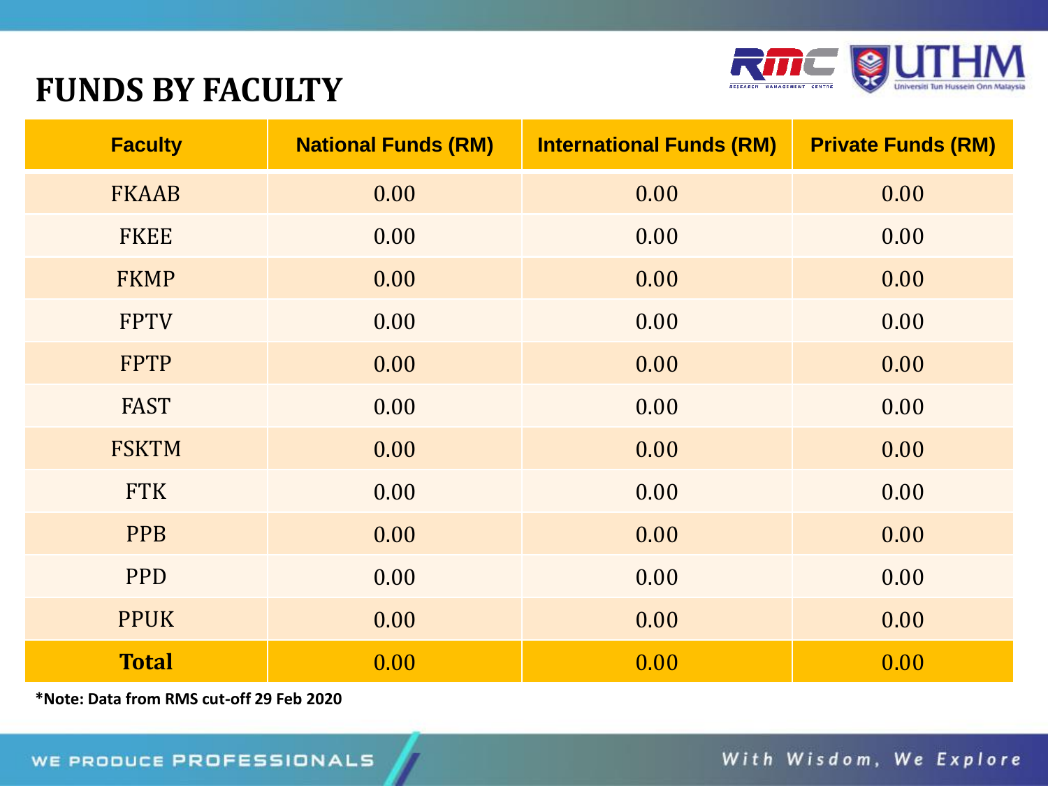# FUNDS BY FACULTY

| Faculty | National Funds (RM) | International Funds (RM) | Private Funds (RM) |
|---|---|---|---|
| FKAAB | 0.00 | 0.00 | 0.00 |
| FKEE | 0.00 | 0.00 | 0.00 |
| FKMP | 0.00 | 0.00 | 0.00 |
| FPTV | 0.00 | 0.00 | 0.00 |
| FPTP | 0.00 | 0.00 | 0.00 |
| FAST | 0.00 | 0.00 | 0.00 |
| FSKTM | 0.00 | 0.00 | 0.00 |
| FTK | 0.00 | 0.00 | 0.00 |
| PPB | 0.00 | 0.00 | 0.00 |
| PPD | 0.00 | 0.00 | 0.00 |
| PPUK | 0.00 | 0.00 | 0.00 |
| **Total** | 0.00 | 0.00 | 0.00 |

**\*Note: Data from RMS cut-off 29 Feb 2020**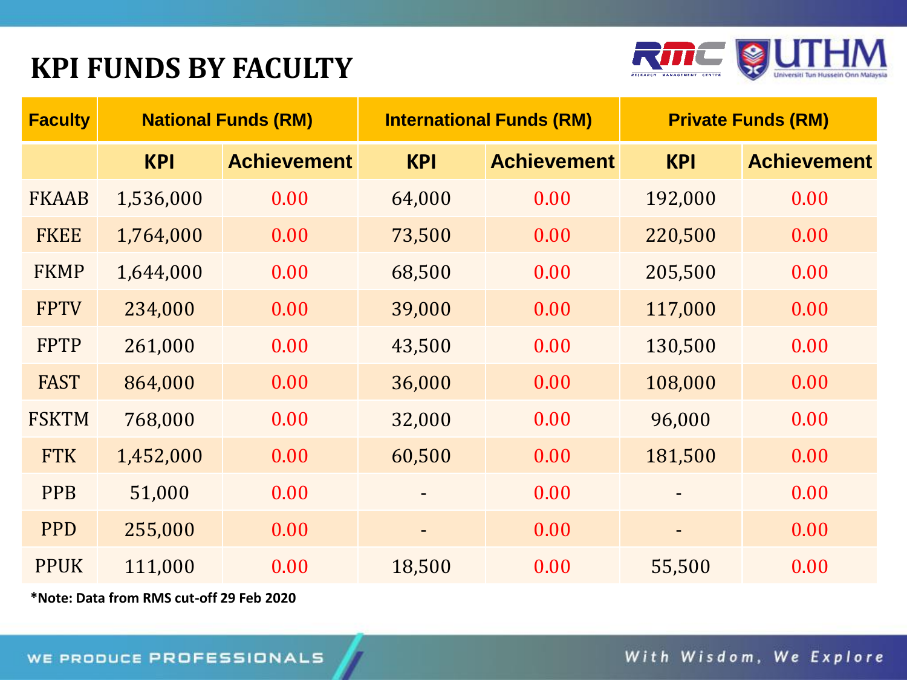# KPI FUNDS BY FACULTY

| Faculty | National Funds (RM) | | International Funds (RM) | | Private Funds (RM) | |
|---|---|---|---|---|---|---|
| | KPI | Achievement | KPI | Achievement | KPI | Achievement |
| FKAAB | 1,536,000 | 0.00 | 64,000 | 0.00 | 192,000 | 0.00 |
| FKEE | 1,764,000 | 0.00 | 73,500 | 0.00 | 220,500 | 0.00 |
| FKMP | 1,644,000 | 0.00 | 68,500 | 0.00 | 205,500 | 0.00 |
| FPTV | 234,000 | 0.00 | 39,000 | 0.00 | 117,000 | 0.00 |
| FPTP | 261,000 | 0.00 | 43,500 | 0.00 | 130,500 | 0.00 |
| FAST | 864,000 | 0.00 | 36,000 | 0.00 | 108,000 | 0.00 |
| FSKTM | 768,000 | 0.00 | 32,000 | 0.00 | 96,000 | 0.00 |
| FTK | 1,452,000 | 0.00 | 60,500 | 0.00 | 181,500 | 0.00 |
| PPB | 51,000 | 0.00 | - | 0.00 | - | 0.00 |
| PPD | 255,000 | 0.00 | - | 0.00 | - | 0.00 |
| PPUK | 111,000 | 0.00 | 18,500 | 0.00 | 55,500 | 0.00 |

**\*Note: Data from RMS cut-off 29 Feb 2020**